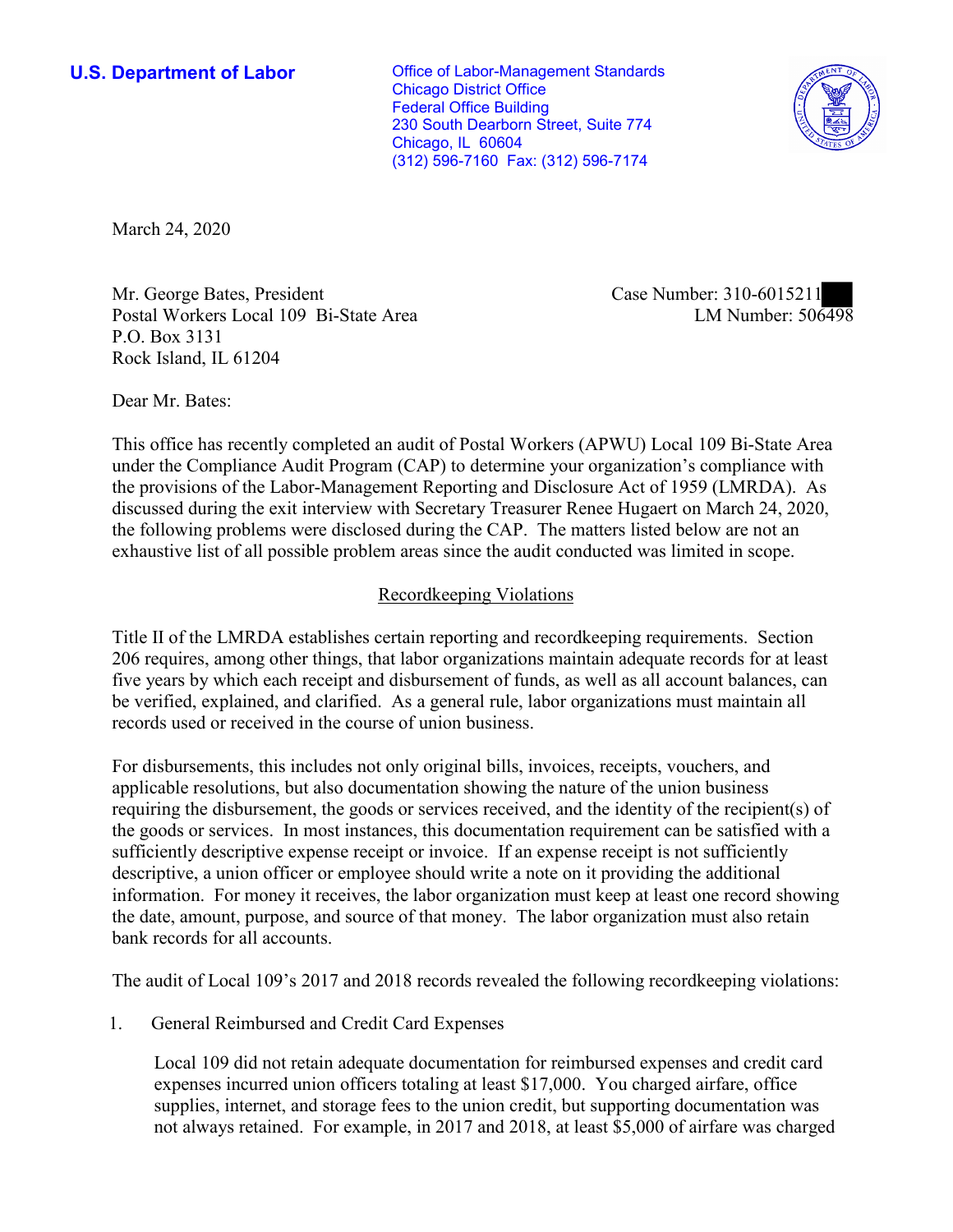**U.S. Department of Labor**

Office of Labor-Management Standards
Chicago District Office
Federal Office Building
230 South Dearborn Street, Suite 774
Chicago, IL 60604
(312) 596-7160 Fax: (312) 596-7174

March 24, 2020

Mr. George Bates, President
Postal Workers Local 109 Bi-State Area
P.O. Box 3131
Rock Island, IL 61204

Case Number: 310-6015211
LM Number: 506498

Dear Mr. Bates:

This office has recently completed an audit of Postal Workers (APWU) Local 109 Bi-State Area under the Compliance Audit Program (CAP) to determine your organization's compliance with the provisions of the Labor-Management Reporting and Disclosure Act of 1959 (LMRDA). As discussed during the exit interview with Secretary Treasurer Renee Hugaert on March 24, 2020, the following problems were disclosed during the CAP. The matters listed below are not an exhaustive list of all possible problem areas since the audit conducted was limited in scope.

## Recordkeeping Violations

Title II of the LMRDA establishes certain reporting and recordkeeping requirements. Section 206 requires, among other things, that labor organizations maintain adequate records for at least five years by which each receipt and disbursement of funds, as well as all account balances, can be verified, explained, and clarified. As a general rule, labor organizations must maintain all records used or received in the course of union business.

For disbursements, this includes not only original bills, invoices, receipts, vouchers, and applicable resolutions, but also documentation showing the nature of the union business requiring the disbursement, the goods or services received, and the identity of the recipient(s) of the goods or services. In most instances, this documentation requirement can be satisfied with a sufficiently descriptive expense receipt or invoice. If an expense receipt is not sufficiently descriptive, a union officer or employee should write a note on it providing the additional information. For money it receives, the labor organization must keep at least one record showing the date, amount, purpose, and source of that money. The labor organization must also retain bank records for all accounts.

The audit of Local 109's 2017 and 2018 records revealed the following recordkeeping violations:

1. General Reimbursed and Credit Card Expenses

   Local 109 did not retain adequate documentation for reimbursed expenses and credit card expenses incurred union officers totaling at least $17,000. You charged airfare, office supplies, internet, and storage fees to the union credit, but supporting documentation was not always retained. For example, in 2017 and 2018, at least $5,000 of airfare was charged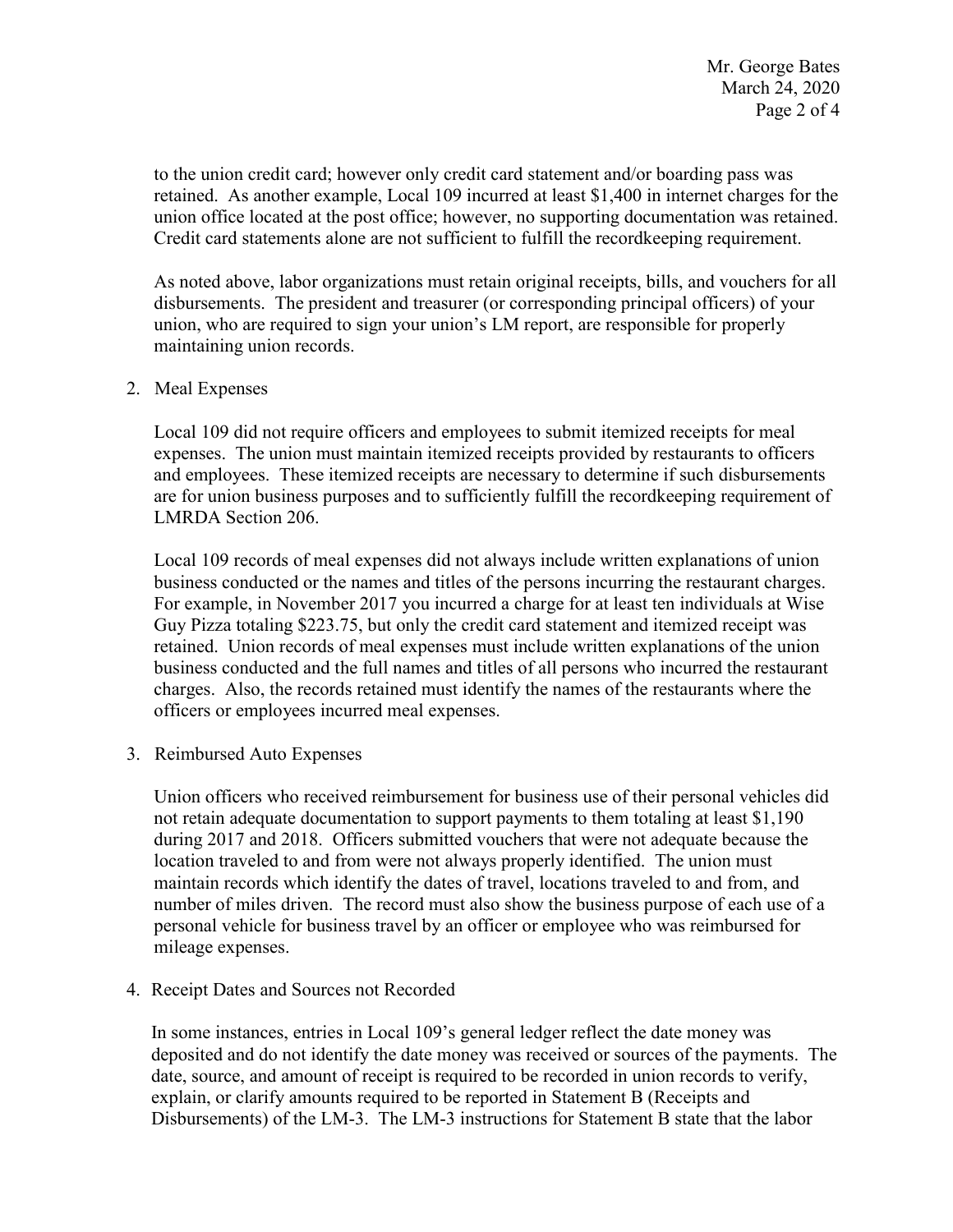to the union credit card; however only credit card statement and/or boarding pass was retained. As another example, Local 109 incurred at least $1,400 in internet charges for the union office located at the post office; however, no supporting documentation was retained. Credit card statements alone are not sufficient to fulfill the recordkeeping requirement.

As noted above, labor organizations must retain original receipts, bills, and vouchers for all disbursements. The president and treasurer (or corresponding principal officers) of your union, who are required to sign your union's LM report, are responsible for properly maintaining union records.

2. Meal Expenses

   Local 109 did not require officers and employees to submit itemized receipts for meal expenses. The union must maintain itemized receipts provided by restaurants to officers and employees. These itemized receipts are necessary to determine if such disbursements are for union business purposes and to sufficiently fulfill the recordkeeping requirement of LMRDA Section 206.

   Local 109 records of meal expenses did not always include written explanations of union business conducted or the names and titles of the persons incurring the restaurant charges. For example, in November 2017 you incurred a charge for at least ten individuals at Wise Guy Pizza totaling $223.75, but only the credit card statement and itemized receipt was retained. Union records of meal expenses must include written explanations of the union business conducted and the full names and titles of all persons who incurred the restaurant charges. Also, the records retained must identify the names of the restaurants where the officers or employees incurred meal expenses.

3. Reimbursed Auto Expenses

   Union officers who received reimbursement for business use of their personal vehicles did not retain adequate documentation to support payments to them totaling at least $1,190 during 2017 and 2018. Officers submitted vouchers that were not adequate because the location traveled to and from were not always properly identified. The union must maintain records which identify the dates of travel, locations traveled to and from, and number of miles driven. The record must also show the business purpose of each use of a personal vehicle for business travel by an officer or employee who was reimbursed for mileage expenses.

4. Receipt Dates and Sources not Recorded

   In some instances, entries in Local 109's general ledger reflect the date money was deposited and do not identify the date money was received or sources of the payments. The date, source, and amount of receipt is required to be recorded in union records to verify, explain, or clarify amounts required to be reported in Statement B (Receipts and Disbursements) of the LM-3. The LM-3 instructions for Statement B state that the labor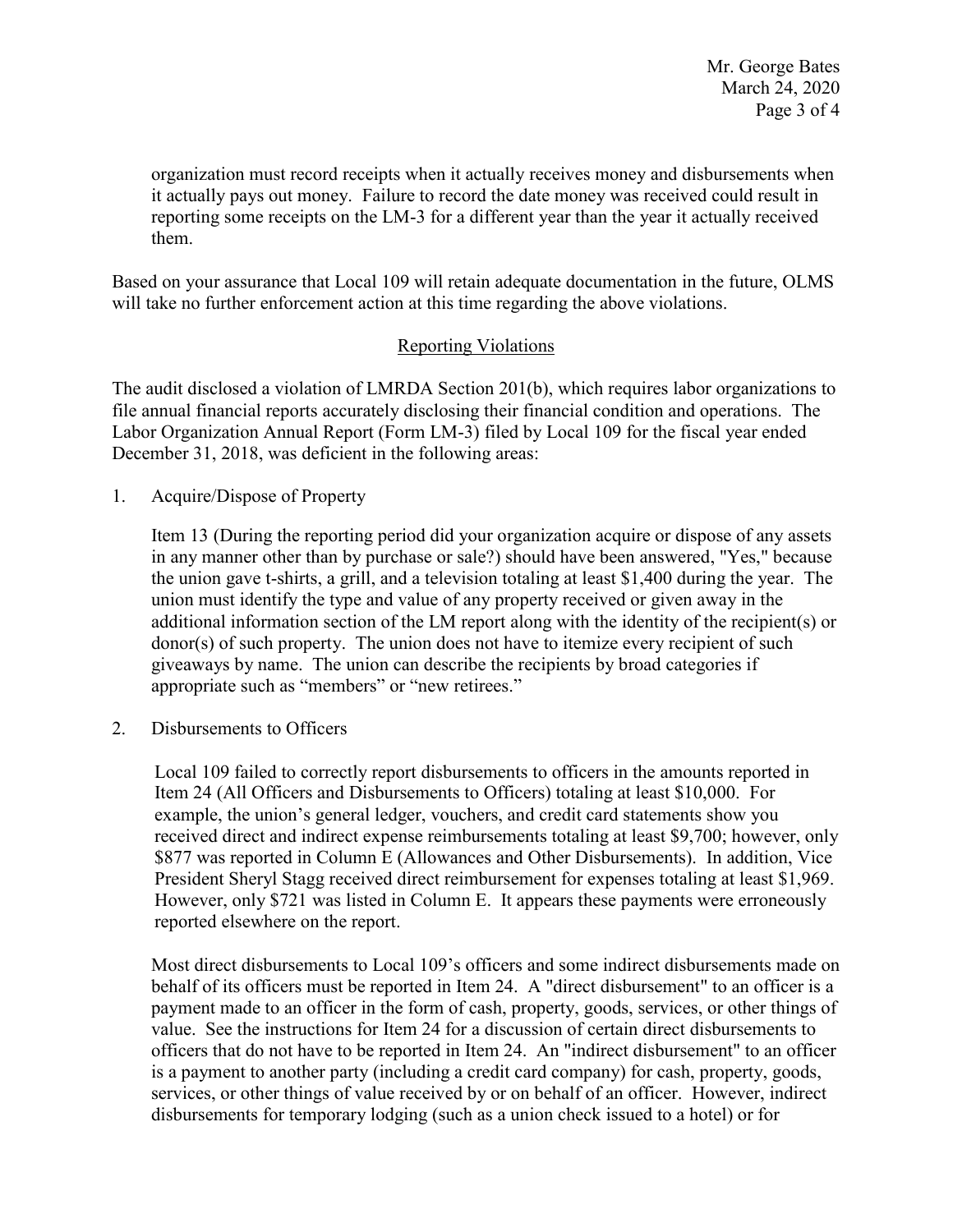organization must record receipts when it actually receives money and disbursements when it actually pays out money. Failure to record the date money was received could result in reporting some receipts on the LM-3 for a different year than the year it actually received them.

Based on your assurance that Local 109 will retain adequate documentation in the future, OLMS will take no further enforcement action at this time regarding the above violations.

## Reporting Violations

The audit disclosed a violation of LMRDA Section 201(b), which requires labor organizations to file annual financial reports accurately disclosing their financial condition and operations. The Labor Organization Annual Report (Form LM-3) filed by Local 109 for the fiscal year ended December 31, 2018, was deficient in the following areas:

1. Acquire/Dispose of Property

   Item 13 (During the reporting period did your organization acquire or dispose of any assets in any manner other than by purchase or sale?) should have been answered, "Yes," because the union gave t-shirts, a grill, and a television totaling at least $1,400 during the year. The union must identify the type and value of any property received or given away in the additional information section of the LM report along with the identity of the recipient(s) or donor(s) of such property. The union does not have to itemize every recipient of such giveaways by name. The union can describe the recipients by broad categories if appropriate such as "members" or "new retirees."

2. Disbursements to Officers

   Local 109 failed to correctly report disbursements to officers in the amounts reported in Item 24 (All Officers and Disbursements to Officers) totaling at least $10,000. For example, the union's general ledger, vouchers, and credit card statements show you received direct and indirect expense reimbursements totaling at least $9,700; however, only $877 was reported in Column E (Allowances and Other Disbursements). In addition, Vice President Sheryl Stagg received direct reimbursement for expenses totaling at least $1,969. However, only $721 was listed in Column E. It appears these payments were erroneously reported elsewhere on the report.

   Most direct disbursements to Local 109's officers and some indirect disbursements made on behalf of its officers must be reported in Item 24. A "direct disbursement" to an officer is a payment made to an officer in the form of cash, property, goods, services, or other things of value. See the instructions for Item 24 for a discussion of certain direct disbursements to officers that do not have to be reported in Item 24. An "indirect disbursement" to an officer is a payment to another party (including a credit card company) for cash, property, goods, services, or other things of value received by or on behalf of an officer. However, indirect disbursements for temporary lodging (such as a union check issued to a hotel) or for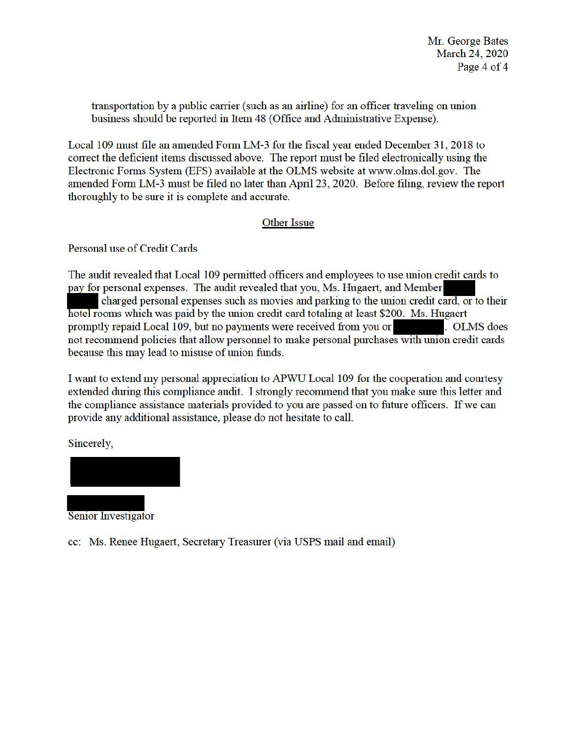transportation by a public carrier (such as an airline) for an officer traveling on union business should be reported in Item 48 (Office and Administrative Expense).

Local 109 must file an amended Form LM-3 for the fiscal year ended December 31, 2018 to correct the deficient items discussed above. The report must be filed electronically using the Electronic Forms System (EFS) available at the OLMS website at www.olms.dol.gov. The amended Form LM-3 must be filed no later than April 23, 2020. Before filing, review the report thoroughly to be sure it is complete and accurate.

## Other Issue

Personal use of Credit Cards

The audit revealed that Local 109 permitted officers and employees to use union credit cards to pay for personal expenses. The audit revealed that you, Ms. Hugaert, and Member [REDACTED] charged personal expenses such as movies and parking to the union credit card, or to their hotel rooms which was paid by the union credit card totaling at least $200. Ms. Hugaert promptly repaid Local 109, but no payments were received from you or [REDACTED]. OLMS does not recommend policies that allow personnel to make personal purchases with union credit cards because this may lead to misuse of union funds.

I want to extend my personal appreciation to APWU Local 109 for the cooperation and courtesy extended during this compliance audit. I strongly recommend that you make sure this letter and the compliance assistance materials provided to you are passed on to future officers. If we can provide any additional assistance, please do not hesitate to call.

Sincerely,

[REDACTED]

[REDACTED]
Senior Investigator

cc: Ms. Renee Hugaert, Secretary Treasurer (via USPS mail and email)